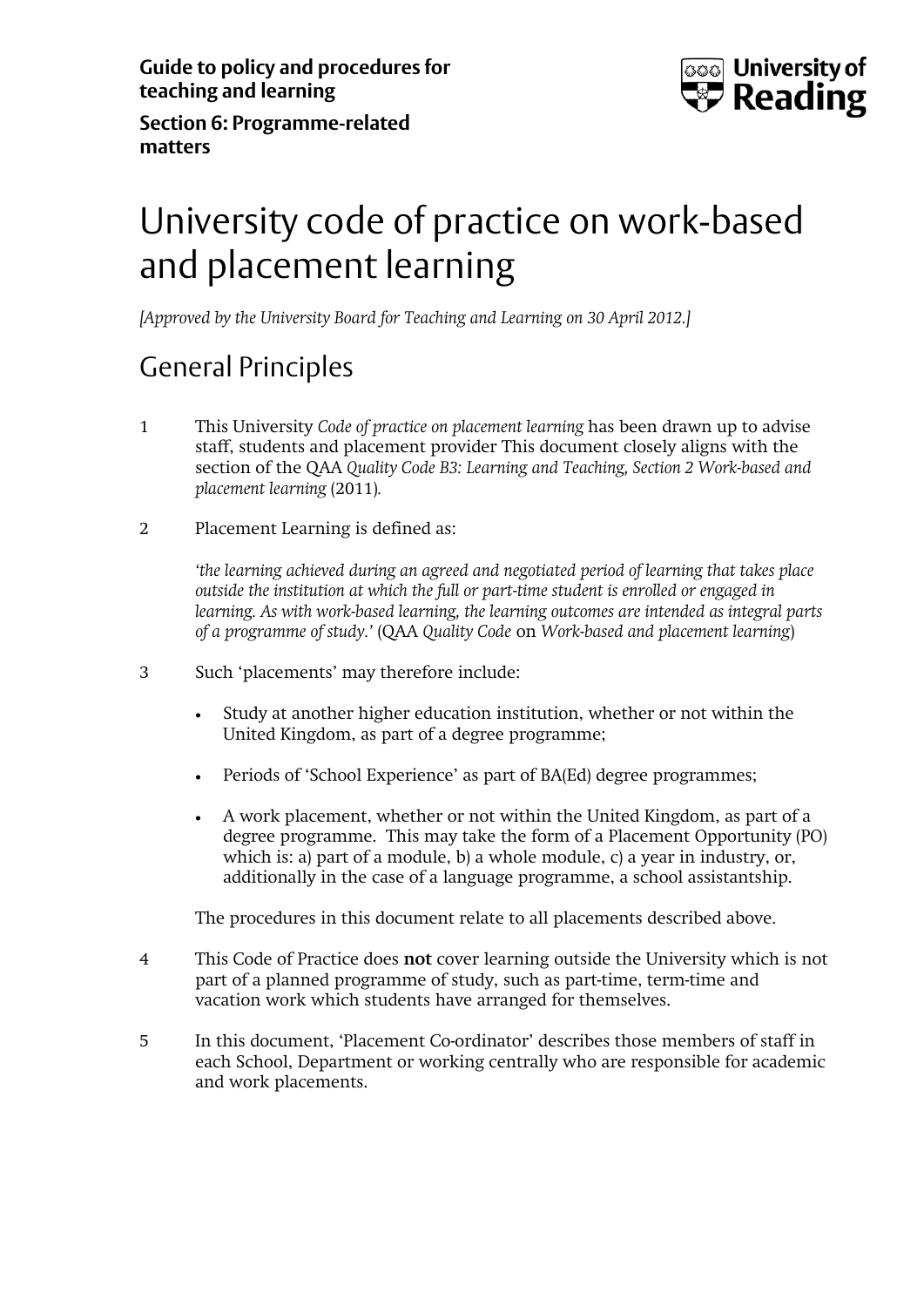**Guide to policy and procedures for teaching and learning**

**Section 6: Programme-related matters**

# University code of practice on work-based and placement learning

*[Approved by the University Board for Teaching and Learning on 30 April 2012.]*

## General Principles

1 This University *Code of practice on placement learning* has been drawn up to advise staff, students and placement provider This document closely aligns with the section of the QAA *Quality Code B3: Learning and Teaching, Section 2 Work-based and placement learning* (2011).

2 Placement Learning is defined as:

*'the learning achieved during an agreed and negotiated period of learning that takes place outside the institution at which the full or part-time student is enrolled or engaged in learning. As with work-based learning, the learning outcomes are intended as integral parts of a programme of study.'* (QAA *Quality Code* on *Work-based and placement learning*)

3 Such 'placements' may therefore include:

- Study at another higher education institution, whether or not within the United Kingdom, as part of a degree programme;
- Periods of 'School Experience' as part of BA(Ed) degree programmes;
- A work placement, whether or not within the United Kingdom, as part of a degree programme. This may take the form of a Placement Opportunity (PO) which is: a) part of a module, b) a whole module, c) a year in industry, or, additionally in the case of a language programme, a school assistantship.

The procedures in this document relate to all placements described above.

4 This Code of Practice does **not** cover learning outside the University which is not part of a planned programme of study, such as part-time, term-time and vacation work which students have arranged for themselves.

5 In this document, 'Placement Co-ordinator' describes those members of staff in each School, Department or working centrally who are responsible for academic and work placements.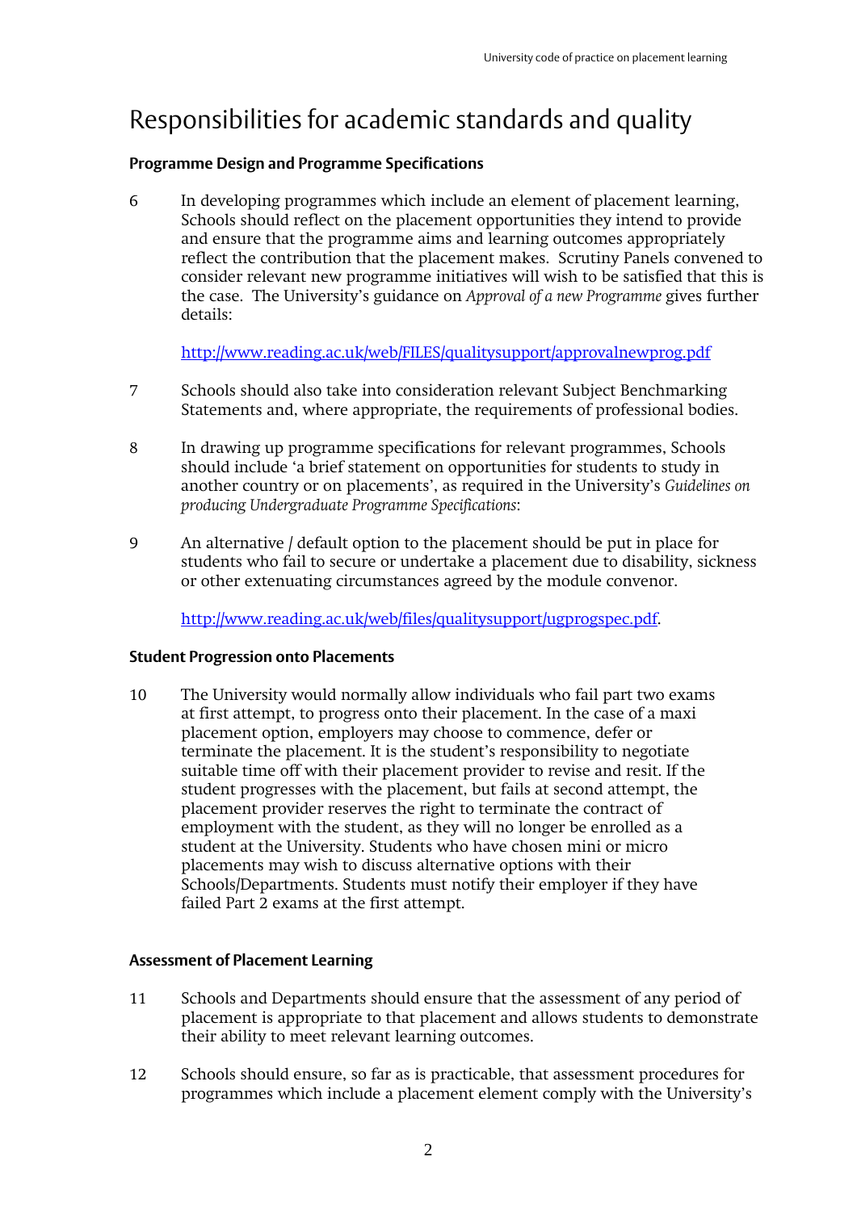# Responsibilities for academic standards and quality

**Programme Design and Programme Specifications**

6 In developing programmes which include an element of placement learning, Schools should reflect on the placement opportunities they intend to provide and ensure that the programme aims and learning outcomes appropriately reflect the contribution that the placement makes. Scrutiny Panels convened to consider relevant new programme initiatives will wish to be satisfied that this is the case. The University's guidance on *Approval of a new Programme* gives further details:

[http://www.reading.ac.uk/web/FILES/qualitysupport/approvalnewprog.pdf](http://www.reading.ac.uk/web/FILES/qualitysupport/approvalnewprog.pdf)

7 Schools should also take into consideration relevant Subject Benchmarking Statements and, where appropriate, the requirements of professional bodies.

8 In drawing up programme specifications for relevant programmes, Schools should include 'a brief statement on opportunities for students to study in another country or on placements', as required in the University's *Guidelines on producing Undergraduate Programme Specifications*:

9 An alternative / default option to the placement should be put in place for students who fail to secure or undertake a placement due to disability, sickness or other extenuating circumstances agreed by the module convenor.

[http://www.reading.ac.uk/web/files/qualitysupport/ugprogspec.pdf](http://www.reading.ac.uk/web/files/qualitysupport/ugprogspec.pdf).

**Student Progression onto Placements**

10 The University would normally allow individuals who fail part two exams at first attempt, to progress onto their placement. In the case of a maxi placement option, employers may choose to commence, defer or terminate the placement. It is the student's responsibility to negotiate suitable time off with their placement provider to revise and resit. If the student progresses with the placement, but fails at second attempt, the placement provider reserves the right to terminate the contract of employment with the student, as they will no longer be enrolled as a student at the University. Students who have chosen mini or micro placements may wish to discuss alternative options with their Schools/Departments. Students must notify their employer if they have failed Part 2 exams at the first attempt.

**Assessment of Placement Learning**

11 Schools and Departments should ensure that the assessment of any period of placement is appropriate to that placement and allows students to demonstrate their ability to meet relevant learning outcomes.

12 Schools should ensure, so far as is practicable, that assessment procedures for programmes which include a placement element comply with the University's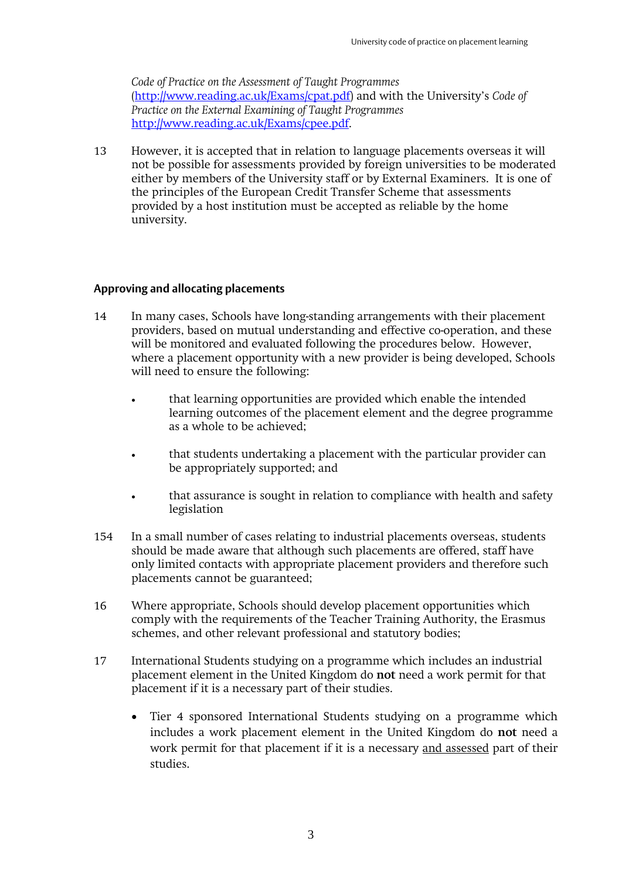*Code of Practice on the Assessment of Taught Programmes* (http://www.reading.ac.uk/Exams/cpat.pdf) and with the University's *Code of Practice on the External Examining of Taught Programmes* http://www.reading.ac.uk/Exams/cpee.pdf.

13 However, it is accepted that in relation to language placements overseas it will not be possible for assessments provided by foreign universities to be moderated either by members of the University staff or by External Examiners. It is one of the principles of the European Credit Transfer Scheme that assessments provided by a host institution must be accepted as reliable by the home university.

## Approving and allocating placements

14 In many cases, Schools have long-standing arrangements with their placement providers, based on mutual understanding and effective co-operation, and these will be monitored and evaluated following the procedures below. However, where a placement opportunity with a new provider is being developed, Schools will need to ensure the following:

- that learning opportunities are provided which enable the intended learning outcomes of the placement element and the degree programme as a whole to be achieved;
- that students undertaking a placement with the particular provider can be appropriately supported; and
- that assurance is sought in relation to compliance with health and safety legislation

154 In a small number of cases relating to industrial placements overseas, students should be made aware that although such placements are offered, staff have only limited contacts with appropriate placement providers and therefore such placements cannot be guaranteed;

16 Where appropriate, Schools should develop placement opportunities which comply with the requirements of the Teacher Training Authority, the Erasmus schemes, and other relevant professional and statutory bodies;

17 International Students studying on a programme which includes an industrial placement element in the United Kingdom do **not** need a work permit for that placement if it is a necessary part of their studies.

- Tier 4 sponsored International Students studying on a programme which includes a work placement element in the United Kingdom do **not** need a work permit for that placement if it is a necessary <u>and assessed</u> part of their studies.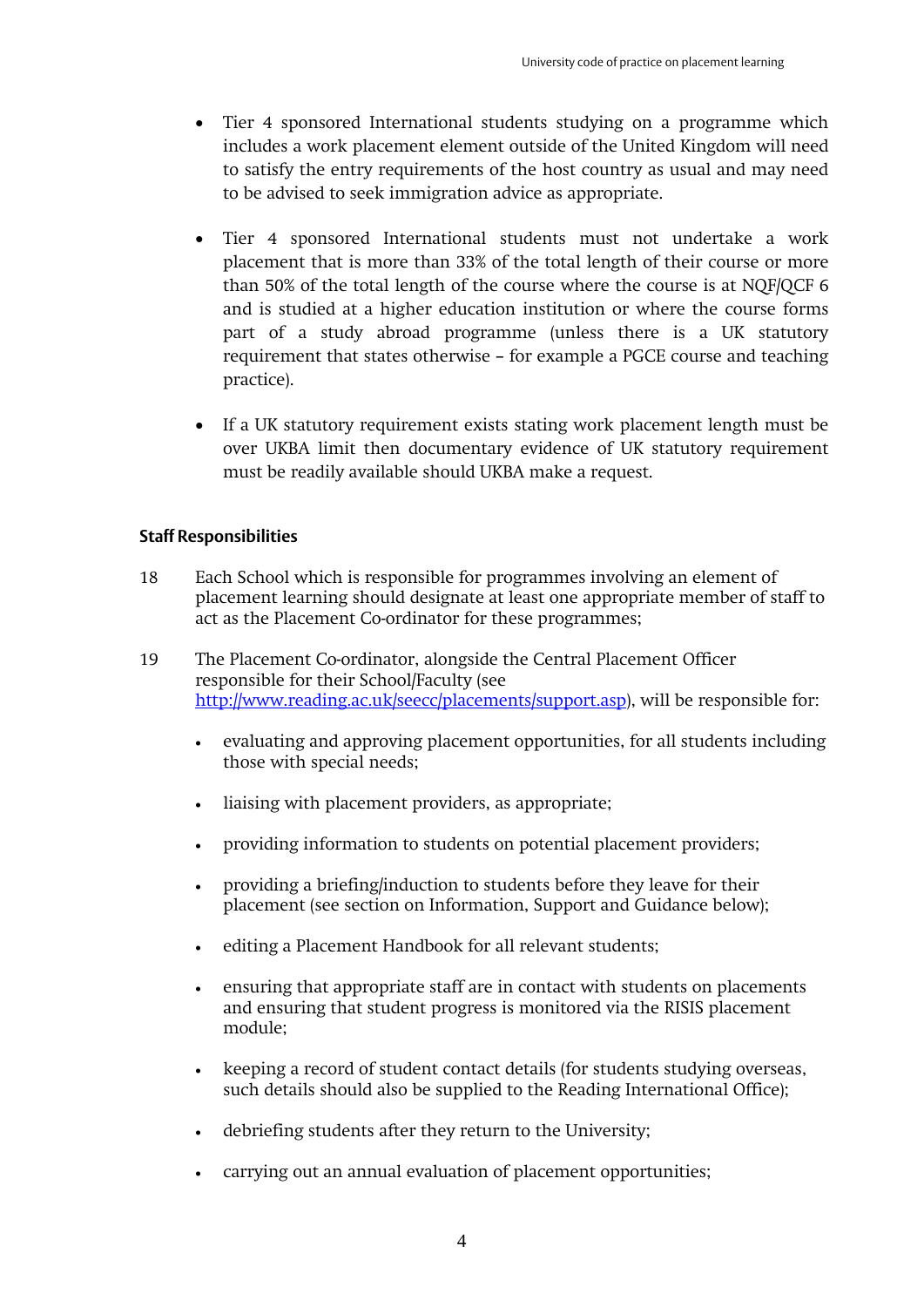- Tier 4 sponsored International students studying on a programme which includes a work placement element outside of the United Kingdom will need to satisfy the entry requirements of the host country as usual and may need to be advised to seek immigration advice as appropriate.

- Tier 4 sponsored International students must not undertake a work placement that is more than 33% of the total length of their course or more than 50% of the total length of the course where the course is at NQF/QCF 6 and is studied at a higher education institution or where the course forms part of a study abroad programme (unless there is a UK statutory requirement that states otherwise – for example a PGCE course and teaching practice).

- If a UK statutory requirement exists stating work placement length must be over UKBA limit then documentary evidence of UK statutory requirement must be readily available should UKBA make a request.

**Staff Responsibilities**

18 Each School which is responsible for programmes involving an element of placement learning should designate at least one appropriate member of staff to act as the Placement Co-ordinator for these programmes;

19 The Placement Co-ordinator, alongside the Central Placement Officer responsible for their School/Faculty (see [http://www.reading.ac.uk/seecc/placements/support.asp](http://www.reading.ac.uk/seecc/placements/support.asp)), will be responsible for:

- evaluating and approving placement opportunities, for all students including those with special needs;
- liaising with placement providers, as appropriate;
- providing information to students on potential placement providers;
- providing a briefing/induction to students before they leave for their placement (see section on Information, Support and Guidance below);
- editing a Placement Handbook for all relevant students;
- ensuring that appropriate staff are in contact with students on placements and ensuring that student progress is monitored via the RISIS placement module;
- keeping a record of student contact details (for students studying overseas, such details should also be supplied to the Reading International Office);
- debriefing students after they return to the University;
- carrying out an annual evaluation of placement opportunities;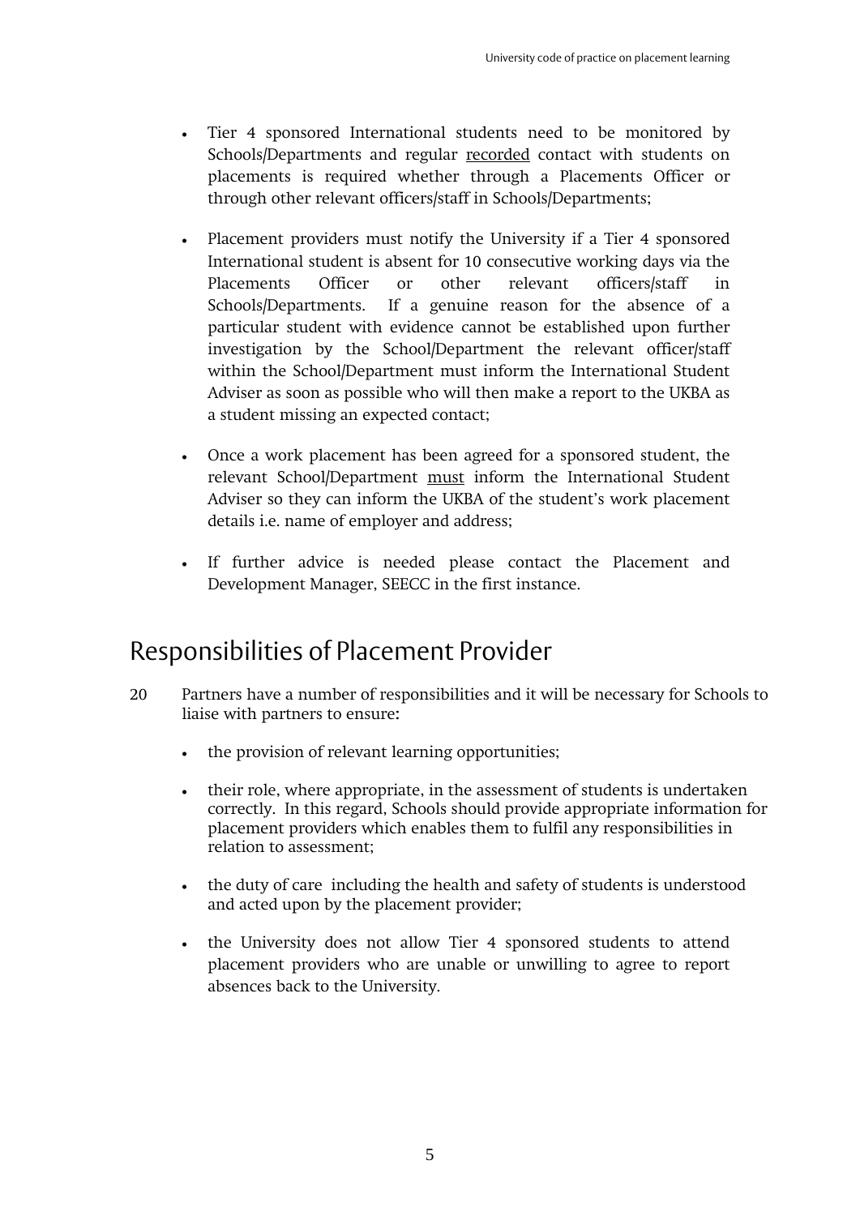- Tier 4 sponsored International students need to be monitored by Schools/Departments and regular <u>recorded</u> contact with students on placements is required whether through a Placements Officer or through other relevant officers/staff in Schools/Departments;

- Placement providers must notify the University if a Tier 4 sponsored International student is absent for 10 consecutive working days via the Placements Officer or other relevant officers/staff in Schools/Departments. If a genuine reason for the absence of a particular student with evidence cannot be established upon further investigation by the School/Department the relevant officer/staff within the School/Department must inform the International Student Adviser as soon as possible who will then make a report to the UKBA as a student missing an expected contact;

- Once a work placement has been agreed for a sponsored student, the relevant School/Department <u>must</u> inform the International Student Adviser so they can inform the UKBA of the student's work placement details i.e. name of employer and address;

- If further advice is needed please contact the Placement and Development Manager, SEECC in the first instance.

## Responsibilities of Placement Provider

20 Partners have a number of responsibilities and it will be necessary for Schools to liaise with partners to ensure:

- the provision of relevant learning opportunities;

- their role, where appropriate, in the assessment of students is undertaken correctly. In this regard, Schools should provide appropriate information for placement providers which enables them to fulfil any responsibilities in relation to assessment;

- the duty of care including the health and safety of students is understood and acted upon by the placement provider;

- the University does not allow Tier 4 sponsored students to attend placement providers who are unable or unwilling to agree to report absences back to the University.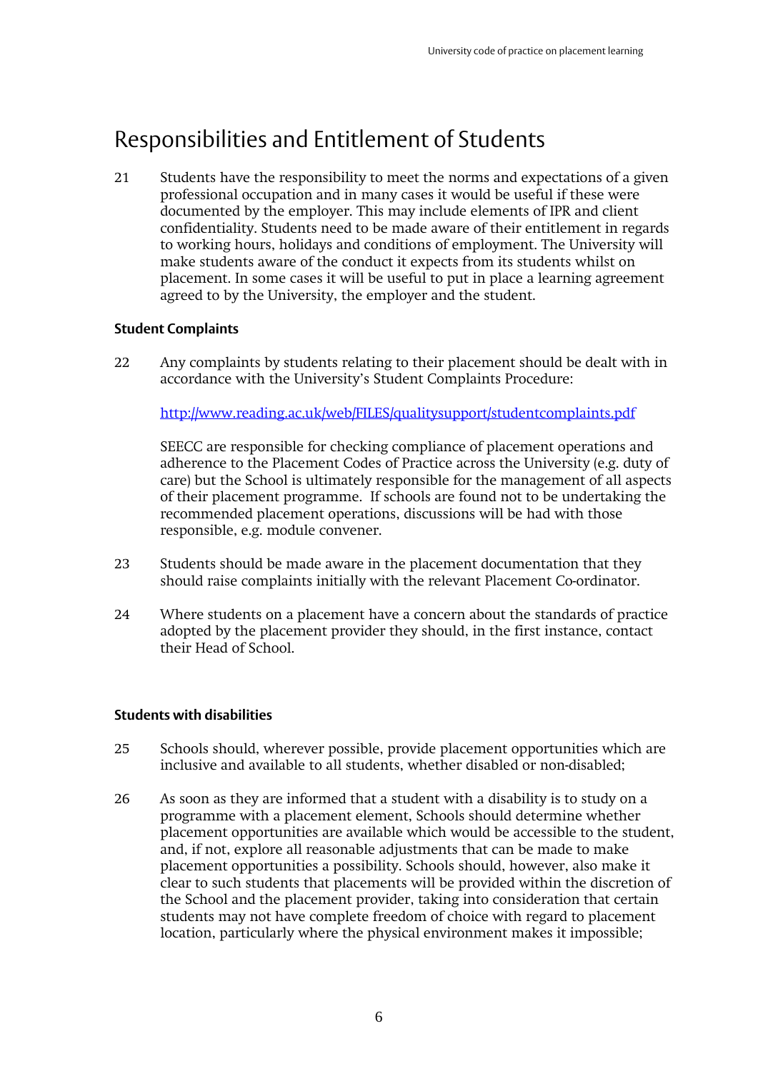## Responsibilities and Entitlement of Students

21 Students have the responsibility to meet the norms and expectations of a given professional occupation and in many cases it would be useful if these were documented by the employer. This may include elements of IPR and client confidentiality. Students need to be made aware of their entitlement in regards to working hours, holidays and conditions of employment. The University will make students aware of the conduct it expects from its students whilst on placement. In some cases it will be useful to put in place a learning agreement agreed to by the University, the employer and the student.

### Student Complaints

22 Any complaints by students relating to their placement should be dealt with in accordance with the University's Student Complaints Procedure:

http://www.reading.ac.uk/web/FILES/qualitysupport/studentcomplaints.pdf

SEECC are responsible for checking compliance of placement operations and adherence to the Placement Codes of Practice across the University (e.g. duty of care) but the School is ultimately responsible for the management of all aspects of their placement programme. If schools are found not to be undertaking the recommended placement operations, discussions will be had with those responsible, e.g. module convener.

23 Students should be made aware in the placement documentation that they should raise complaints initially with the relevant Placement Co-ordinator.

24 Where students on a placement have a concern about the standards of practice adopted by the placement provider they should, in the first instance, contact their Head of School.

### Students with disabilities

25 Schools should, wherever possible, provide placement opportunities which are inclusive and available to all students, whether disabled or non-disabled;

26 As soon as they are informed that a student with a disability is to study on a programme with a placement element, Schools should determine whether placement opportunities are available which would be accessible to the student, and, if not, explore all reasonable adjustments that can be made to make placement opportunities a possibility. Schools should, however, also make it clear to such students that placements will be provided within the discretion of the School and the placement provider, taking into consideration that certain students may not have complete freedom of choice with regard to placement location, particularly where the physical environment makes it impossible;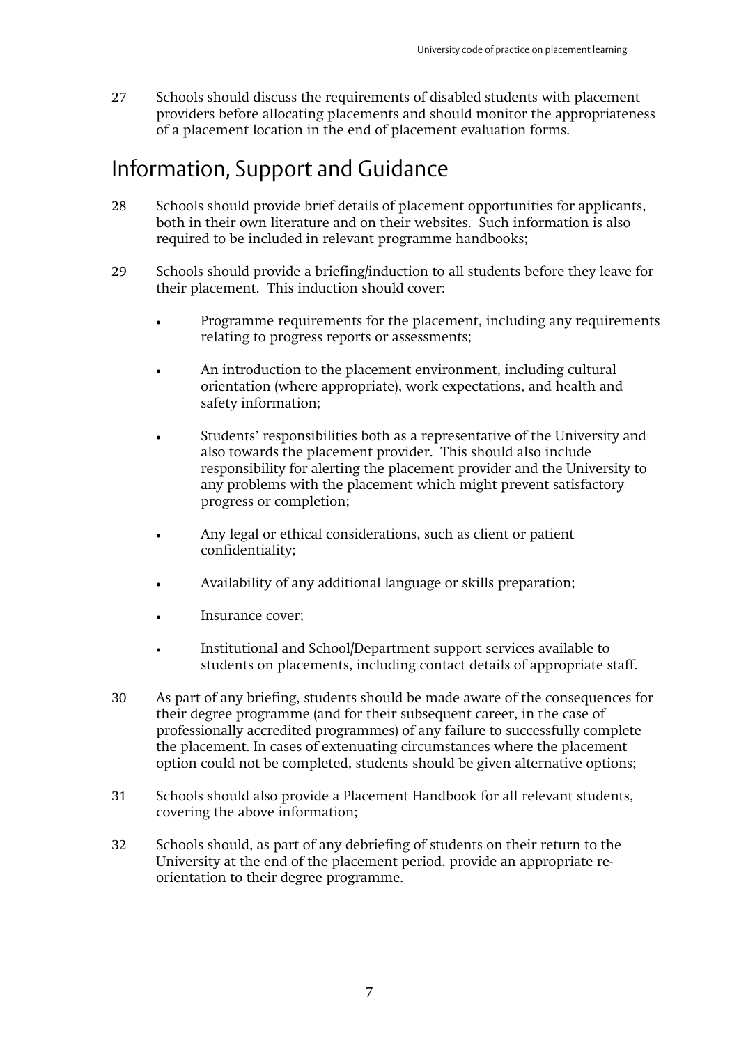27 Schools should discuss the requirements of disabled students with placement providers before allocating placements and should monitor the appropriateness of a placement location in the end of placement evaluation forms.

## Information, Support and Guidance

28 Schools should provide brief details of placement opportunities for applicants, both in their own literature and on their websites. Such information is also required to be included in relevant programme handbooks;

29 Schools should provide a briefing/induction to all students before they leave for their placement. This induction should cover:

- Programme requirements for the placement, including any requirements relating to progress reports or assessments;
- An introduction to the placement environment, including cultural orientation (where appropriate), work expectations, and health and safety information;
- Students' responsibilities both as a representative of the University and also towards the placement provider. This should also include responsibility for alerting the placement provider and the University to any problems with the placement which might prevent satisfactory progress or completion;
- Any legal or ethical considerations, such as client or patient confidentiality;
- Availability of any additional language or skills preparation;
- Insurance cover;
- Institutional and School/Department support services available to students on placements, including contact details of appropriate staff.

30 As part of any briefing, students should be made aware of the consequences for their degree programme (and for their subsequent career, in the case of professionally accredited programmes) of any failure to successfully complete the placement. In cases of extenuating circumstances where the placement option could not be completed, students should be given alternative options;

31 Schools should also provide a Placement Handbook for all relevant students, covering the above information;

32 Schools should, as part of any debriefing of students on their return to the University at the end of the placement period, provide an appropriate re-orientation to their degree programme.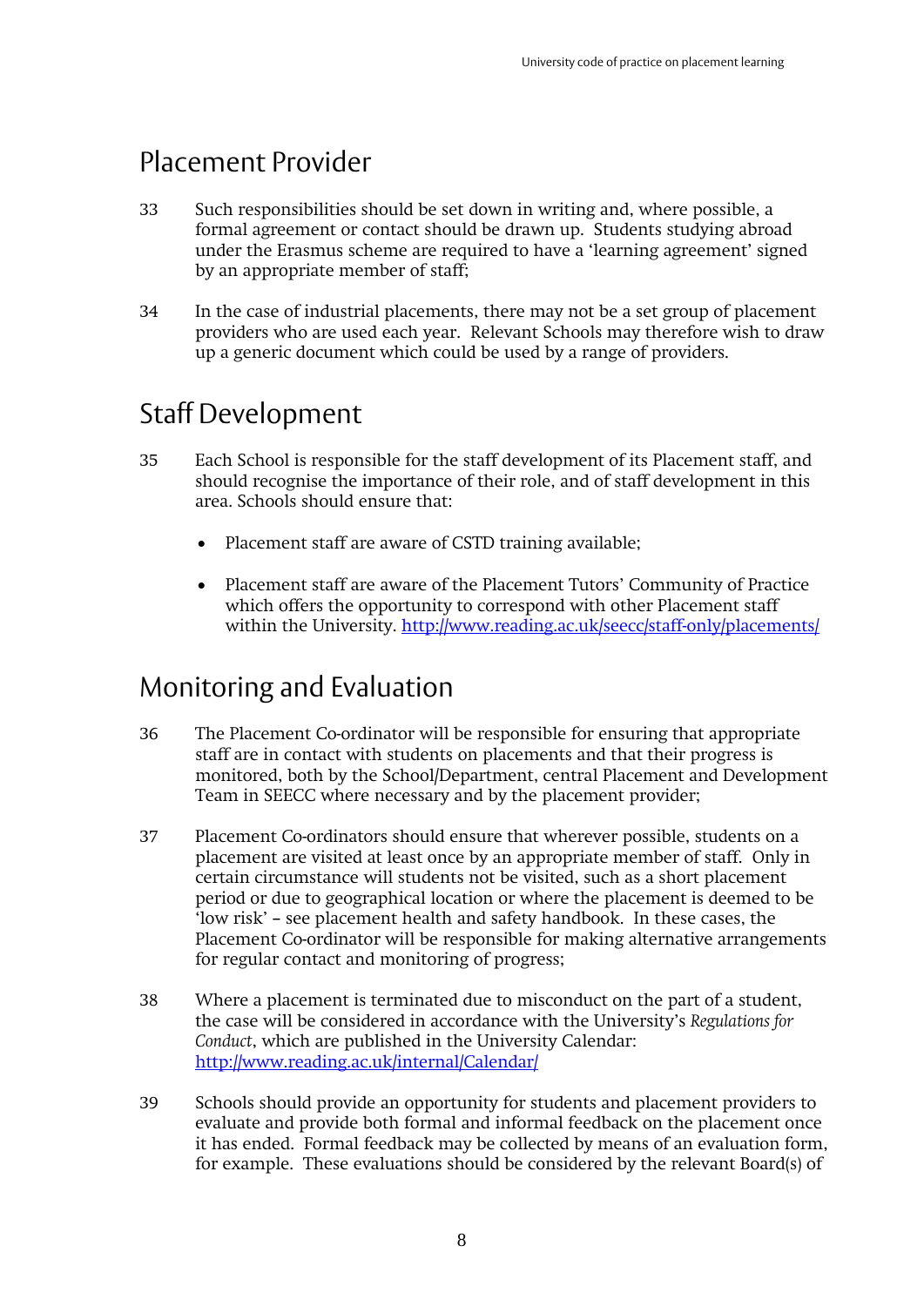## Placement Provider

33 Such responsibilities should be set down in writing and, where possible, a formal agreement or contact should be drawn up. Students studying abroad under the Erasmus scheme are required to have a 'learning agreement' signed by an appropriate member of staff;

34 In the case of industrial placements, there may not be a set group of placement providers who are used each year. Relevant Schools may therefore wish to draw up a generic document which could be used by a range of providers.

## Staff Development

35 Each School is responsible for the staff development of its Placement staff, and should recognise the importance of their role, and of staff development in this area. Schools should ensure that:

- Placement staff are aware of CSTD training available;
- Placement staff are aware of the Placement Tutors' Community of Practice which offers the opportunity to correspond with other Placement staff within the University. http://www.reading.ac.uk/seecc/staff-only/placements/

## Monitoring and Evaluation

36 The Placement Co-ordinator will be responsible for ensuring that appropriate staff are in contact with students on placements and that their progress is monitored, both by the School/Department, central Placement and Development Team in SEECC where necessary and by the placement provider;

37 Placement Co-ordinators should ensure that wherever possible, students on a placement are visited at least once by an appropriate member of staff. Only in certain circumstance will students not be visited, such as a short placement period or due to geographical location or where the placement is deemed to be 'low risk' – see placement health and safety handbook. In these cases, the Placement Co-ordinator will be responsible for making alternative arrangements for regular contact and monitoring of progress;

38 Where a placement is terminated due to misconduct on the part of a student, the case will be considered in accordance with the University's *Regulations for Conduct*, which are published in the University Calendar: http://www.reading.ac.uk/internal/Calendar/

39 Schools should provide an opportunity for students and placement providers to evaluate and provide both formal and informal feedback on the placement once it has ended. Formal feedback may be collected by means of an evaluation form, for example. These evaluations should be considered by the relevant Board(s) of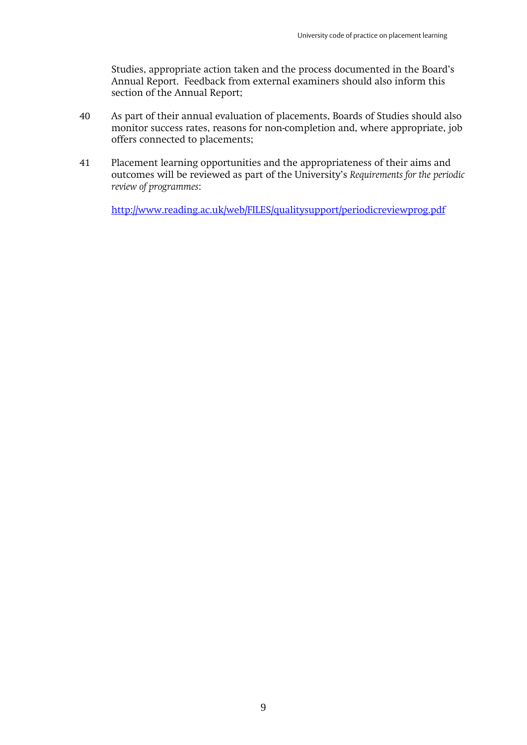Studies, appropriate action taken and the process documented in the Board's Annual Report. Feedback from external examiners should also inform this section of the Annual Report;

40 As part of their annual evaluation of placements, Boards of Studies should also monitor success rates, reasons for non-completion and, where appropriate, job offers connected to placements;

41 Placement learning opportunities and the appropriateness of their aims and outcomes will be reviewed as part of the University's *Requirements for the periodic review of programmes*:

http://www.reading.ac.uk/web/FILES/qualitysupport/periodicreviewprog.pdf